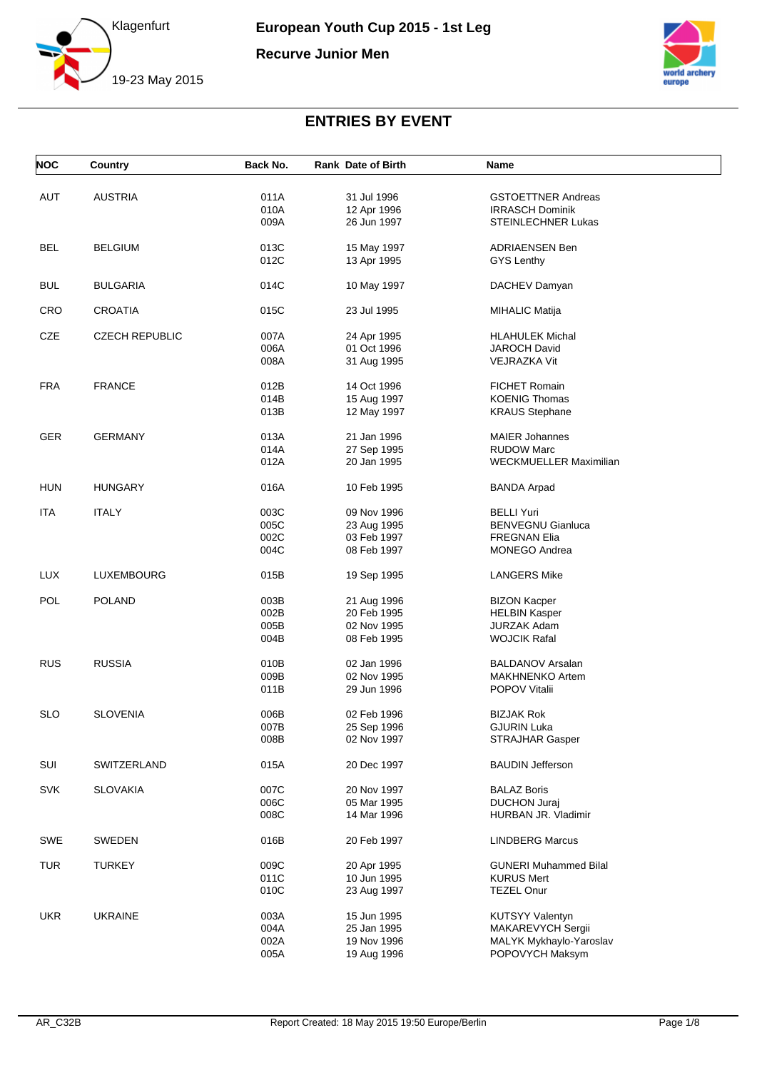# European Youth Cup 2015 - 1st Leg

## Recurve Junior Men

Klagenfurt

19-23 May 2015

## ENTRIES BY EVENT

| NOC | Country | Back No. | Rank | Date of Birth | Name |
|---|---|---|---|---|---|
| AUT | AUSTRIA | 011A | | 31 Jul 1996 | GSTOETTNER Andreas |
| | | 010A | | 12 Apr 1996 | IRRASCH Dominik |
| | | 009A | | 26 Jun 1997 | STEINLECHNER Lukas |
| BEL | BELGIUM | 013C | | 15 May 1997 | ADRIAENSEN Ben |
| | | 012C | | 13 Apr 1995 | GYS Lenthy |
| BUL | BULGARIA | 014C | | 10 May 1997 | DACHEV Damyan |
| CRO | CROATIA | 015C | | 23 Jul 1995 | MIHALIC Matija |
| CZE | CZECH REPUBLIC | 007A | | 24 Apr 1995 | HLAHULEK Michal |
| | | 006A | | 01 Oct 1996 | JAROCH David |
| | | 008A | | 31 Aug 1995 | VEJRAZKA Vit |
| FRA | FRANCE | 012B | | 14 Oct 1996 | FICHET Romain |
| | | 014B | | 15 Aug 1997 | KOENIG Thomas |
| | | 013B | | 12 May 1997 | KRAUS Stephane |
| GER | GERMANY | 013A | | 21 Jan 1996 | MAIER Johannes |
| | | 014A | | 27 Sep 1995 | RUDOW Marc |
| | | 012A | | 20 Jan 1995 | WECKMUELLER Maximilian |
| HUN | HUNGARY | 016A | | 10 Feb 1995 | BANDA Arpad |
| ITA | ITALY | 003C | | 09 Nov 1996 | BELLI Yuri |
| | | 005C | | 23 Aug 1995 | BENVEGNU Gianluca |
| | | 002C | | 03 Feb 1997 | FREGNAN Elia |
| | | 004C | | 08 Feb 1997 | MONEGO Andrea |
| LUX | LUXEMBOURG | 015B | | 19 Sep 1995 | LANGERS Mike |
| POL | POLAND | 003B | | 21 Aug 1996 | BIZON Kacper |
| | | 002B | | 20 Feb 1995 | HELBIN Kasper |
| | | 005B | | 02 Nov 1995 | JURZAK Adam |
| | | 004B | | 08 Feb 1995 | WOJCIK Rafal |
| RUS | RUSSIA | 010B | | 02 Jan 1996 | BALDANOV Arsalan |
| | | 009B | | 02 Nov 1995 | MAKHNENKO Artem |
| | | 011B | | 29 Jun 1996 | POPOV Vitalii |
| SLO | SLOVENIA | 006B | | 02 Feb 1996 | BIZJAK Rok |
| | | 007B | | 25 Sep 1996 | GJURIN Luka |
| | | 008B | | 02 Nov 1997 | STRAJHAR Gasper |
| SUI | SWITZERLAND | 015A | | 20 Dec 1997 | BAUDIN Jefferson |
| SVK | SLOVAKIA | 007C | | 20 Nov 1997 | BALAZ Boris |
| | | 006C | | 05 Mar 1995 | DUCHON Juraj |
| | | 008C | | 14 Mar 1996 | HURBAN JR. Vladimir |
| SWE | SWEDEN | 016B | | 20 Feb 1997 | LINDBERG Marcus |
| TUR | TURKEY | 009C | | 20 Apr 1995 | GUNERI Muhammed Bilal |
| | | 011C | | 10 Jun 1995 | KURUS Mert |
| | | 010C | | 23 Aug 1997 | TEZEL Onur |
| UKR | UKRAINE | 003A | | 15 Jun 1995 | KUTSYY Valentyn |
| | | 004A | | 25 Jan 1995 | MAKAREVYCH Sergii |
| | | 002A | | 19 Nov 1996 | MALYK Mykhaylo-Yaroslav |
| | | 005A | | 19 Aug 1996 | POPOVYCH Maksym |

AR_C32B　Report Created: 18 May 2015 19:50 Europe/Berlin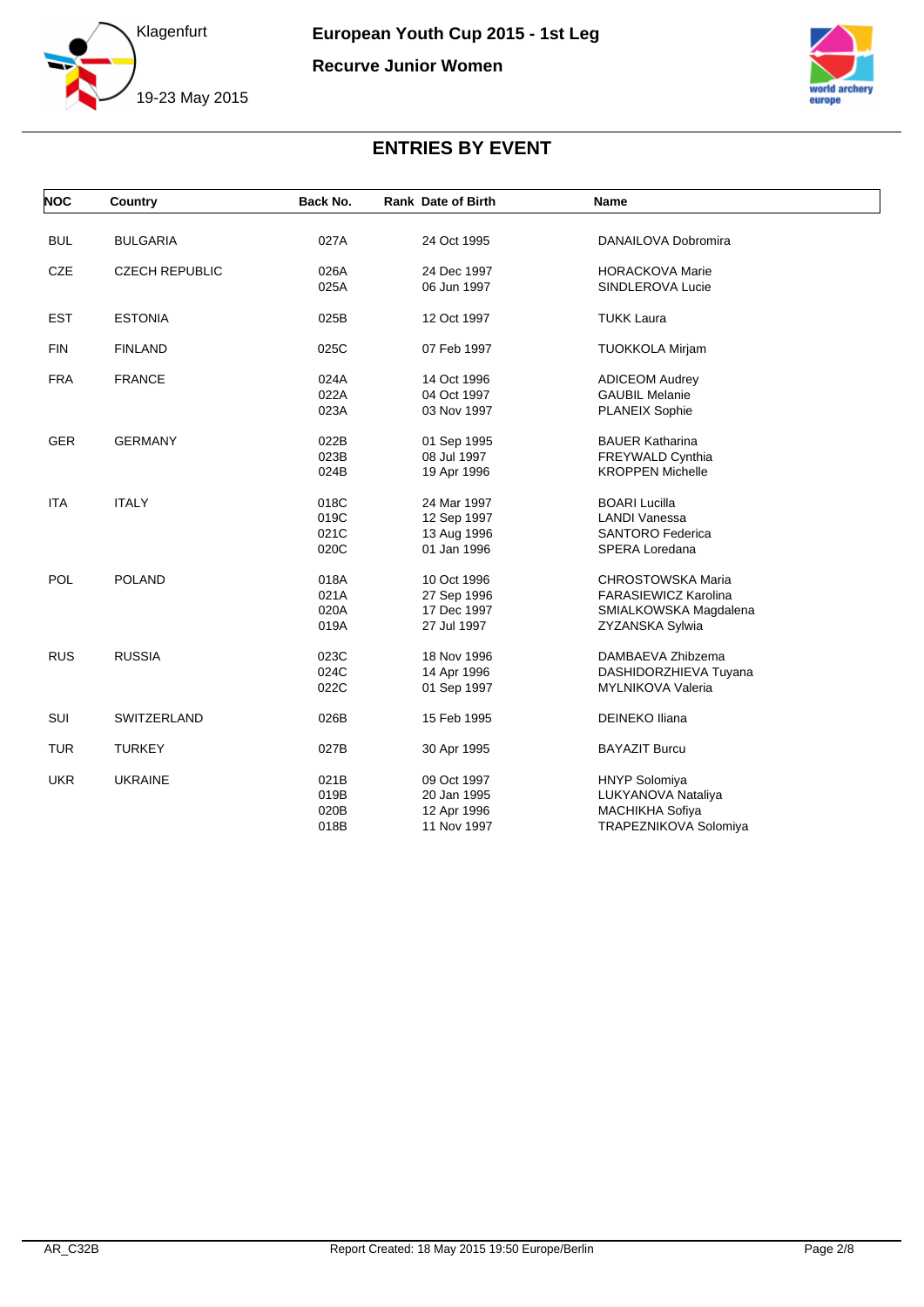# European Youth Cup 2015 - 1st Leg

## Recurve Junior Women

Klagenfurt

19-23 May 2015

## ENTRIES BY EVENT

| NOC | Country | Back No. | Rank | Date of Birth | Name |
|---|---|---|---|---|---|
| BUL | BULGARIA | 027A | | 24 Oct 1995 | DANAILOVA Dobromira |
| CZE | CZECH REPUBLIC | 026A | | 24 Dec 1997 | HORACKOVA Marie |
| | | 025A | | 06 Jun 1997 | SINDLEROVA Lucie |
| EST | ESTONIA | 025B | | 12 Oct 1997 | TUKK Laura |
| FIN | FINLAND | 025C | | 07 Feb 1997 | TUOKKOLA Mirjam |
| FRA | FRANCE | 024A | | 14 Oct 1996 | ADICEOM Audrey |
| | | 022A | | 04 Oct 1997 | GAUBIL Melanie |
| | | 023A | | 03 Nov 1997 | PLANEIX Sophie |
| GER | GERMANY | 022B | | 01 Sep 1995 | BAUER Katharina |
| | | 023B | | 08 Jul 1997 | FREYWALD Cynthia |
| | | 024B | | 19 Apr 1996 | KROPPEN Michelle |
| ITA | ITALY | 018C | | 24 Mar 1997 | BOARI Lucilla |
| | | 019C | | 12 Sep 1997 | LANDI Vanessa |
| | | 021C | | 13 Aug 1996 | SANTORO Federica |
| | | 020C | | 01 Jan 1996 | SPERA Loredana |
| POL | POLAND | 018A | | 10 Oct 1996 | CHROSTOWSKA Maria |
| | | 021A | | 27 Sep 1996 | FARASIEWICZ Karolina |
| | | 020A | | 17 Dec 1997 | SMIALKOWSKA Magdalena |
| | | 019A | | 27 Jul 1997 | ZYZANSKA Sylwia |
| RUS | RUSSIA | 023C | | 18 Nov 1996 | DAMBAEVA Zhibzema |
| | | 024C | | 14 Apr 1996 | DASHIDORZHIEVA Tuyana |
| | | 022C | | 01 Sep 1997 | MYLNIKOVA Valeria |
| SUI | SWITZERLAND | 026B | | 15 Feb 1995 | DEINEKO Iliana |
| TUR | TURKEY | 027B | | 30 Apr 1995 | BAYAZIT Burcu |
| UKR | UKRAINE | 021B | | 09 Oct 1997 | HNYP Solomiya |
| | | 019B | | 20 Jan 1995 | LUKYANOVA Nataliya |
| | | 020B | | 12 Apr 1996 | MACHIKHA Sofiya |
| | | 018B | | 11 Nov 1997 | TRAPEZNIKOVA Solomiya |

AR_C32B Report Created: 18 May 2015 19:50 Europe/Berlin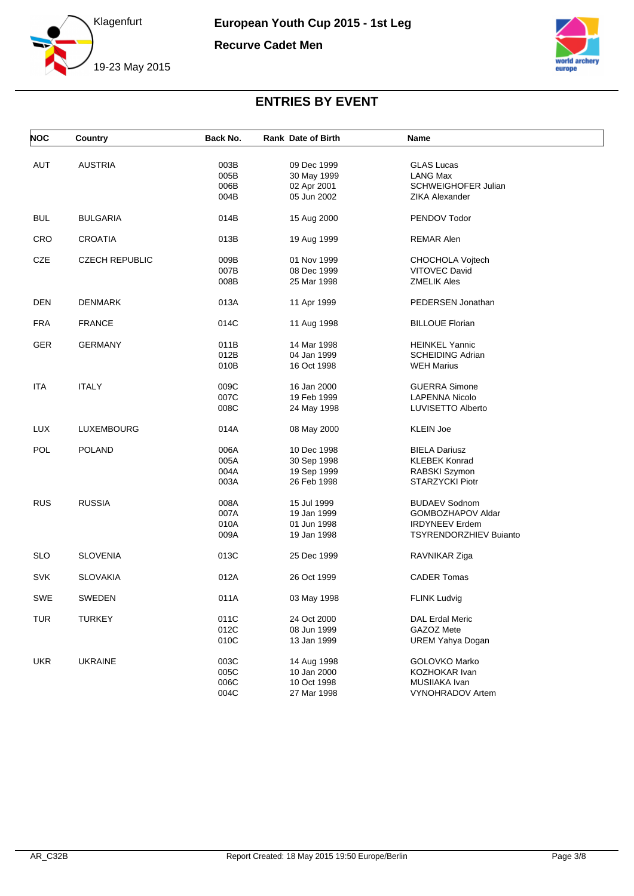# European Youth Cup 2015 - 1st Leg

## Recurve Cadet Men

Klagenfurt

19-23 May 2015

## ENTRIES BY EVENT

| NOC | Country | Back No. | Rank | Date of Birth | Name |
|---|---|---|---|---|---|
| AUT | AUSTRIA | 003B | | 09 Dec 1999 | GLAS Lucas |
| | | 005B | | 30 May 1999 | LANG Max |
| | | 006B | | 02 Apr 2001 | SCHWEIGHOFER Julian |
| | | 004B | | 05 Jun 2002 | ZIKA Alexander |
| BUL | BULGARIA | 014B | | 15 Aug 2000 | PENDOV Todor |
| CRO | CROATIA | 013B | | 19 Aug 1999 | REMAR Alen |
| CZE | CZECH REPUBLIC | 009B | | 01 Nov 1999 | CHOCHOLA Vojtech |
| | | 007B | | 08 Dec 1999 | VITOVEC David |
| | | 008B | | 25 Mar 1998 | ZMELIK Ales |
| DEN | DENMARK | 013A | | 11 Apr 1999 | PEDERSEN Jonathan |
| FRA | FRANCE | 014C | | 11 Aug 1998 | BILLOUE Florian |
| GER | GERMANY | 011B | | 14 Mar 1998 | HEINKEL Yannic |
| | | 012B | | 04 Jan 1999 | SCHEIDING Adrian |
| | | 010B | | 16 Oct 1998 | WEH Marius |
| ITA | ITALY | 009C | | 16 Jan 2000 | GUERRA Simone |
| | | 007C | | 19 Feb 1999 | LAPENNA Nicolo |
| | | 008C | | 24 May 1998 | LUVISETTO Alberto |
| LUX | LUXEMBOURG | 014A | | 08 May 2000 | KLEIN Joe |
| POL | POLAND | 006A | | 10 Dec 1998 | BIELA Dariusz |
| | | 005A | | 30 Sep 1998 | KLEBEK Konrad |
| | | 004A | | 19 Sep 1999 | RABSKI Szymon |
| | | 003A | | 26 Feb 1998 | STARZYCKI Piotr |
| RUS | RUSSIA | 008A | | 15 Jul 1999 | BUDAEV Sodnom |
| | | 007A | | 19 Jan 1999 | GOMBOZHAPOV Aldar |
| | | 010A | | 01 Jun 1998 | IRDYNEEV Erdem |
| | | 009A | | 19 Jan 1998 | TSYRENDORZHIEV Buianto |
| SLO | SLOVENIA | 013C | | 25 Dec 1999 | RAVNIKAR Ziga |
| SVK | SLOVAKIA | 012A | | 26 Oct 1999 | CADER Tomas |
| SWE | SWEDEN | 011A | | 03 May 1998 | FLINK Ludvig |
| TUR | TURKEY | 011C | | 24 Oct 2000 | DAL Erdal Meric |
| | | 012C | | 08 Jun 1999 | GAZOZ Mete |
| | | 010C | | 13 Jan 1999 | UREM Yahya Dogan |
| UKR | UKRAINE | 003C | | 14 Aug 1998 | GOLOVKO Marko |
| | | 005C | | 10 Jan 2000 | KOZHOKAR Ivan |
| | | 006C | | 10 Oct 1998 | MUSIIAKA Ivan |
| | | 004C | | 27 Mar 1998 | VYNOHRADOV Artem |

AR_C32B Report Created: 18 May 2015 19:50 Europe/Berlin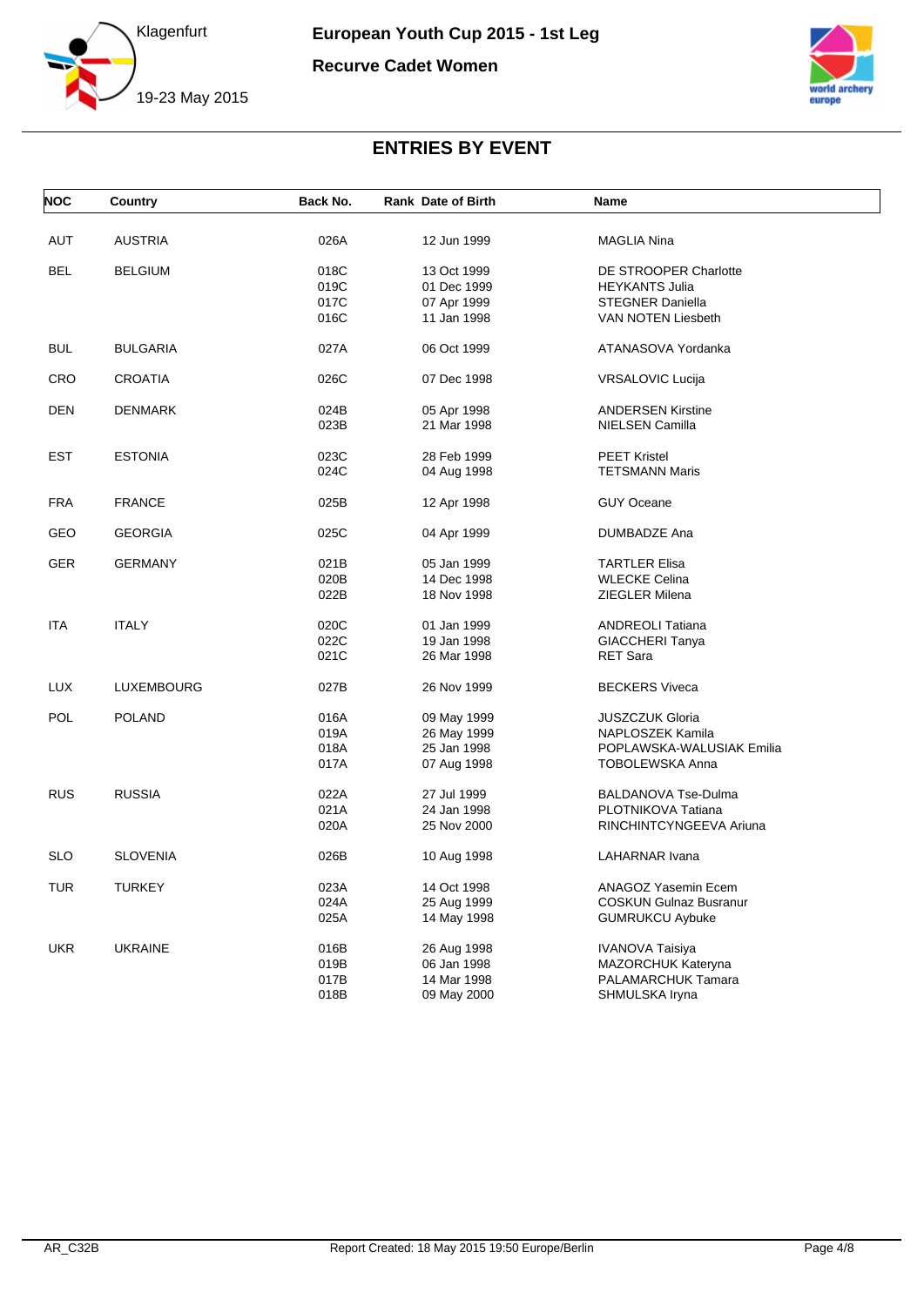# European Youth Cup 2015 - 1st Leg

## Recurve Cadet Women

Klagenfurt

19-23 May 2015

## ENTRIES BY EVENT

| NOC | Country | Back No. | Rank | Date of Birth | Name |
|---|---|---|---|---|---|
| AUT | AUSTRIA | 026A | | 12 Jun 1999 | MAGLIA Nina |
| BEL | BELGIUM | 018C | | 13 Oct 1999 | DE STROOPER Charlotte |
| | | 019C | | 01 Dec 1999 | HEYKANTS Julia |
| | | 017C | | 07 Apr 1999 | STEGNER Daniella |
| | | 016C | | 11 Jan 1998 | VAN NOTEN Liesbeth |
| BUL | BULGARIA | 027A | | 06 Oct 1999 | ATANASOVA Yordanka |
| CRO | CROATIA | 026C | | 07 Dec 1998 | VRSALOVIC Lucija |
| DEN | DENMARK | 024B | | 05 Apr 1998 | ANDERSEN Kirstine |
| | | 023B | | 21 Mar 1998 | NIELSEN Camilla |
| EST | ESTONIA | 023C | | 28 Feb 1999 | PEET Kristel |
| | | 024C | | 04 Aug 1998 | TETSMANN Maris |
| FRA | FRANCE | 025B | | 12 Apr 1998 | GUY Oceane |
| GEO | GEORGIA | 025C | | 04 Apr 1999 | DUMBADZE Ana |
| GER | GERMANY | 021B | | 05 Jan 1999 | TARTLER Elisa |
| | | 020B | | 14 Dec 1998 | WLECKE Celina |
| | | 022B | | 18 Nov 1998 | ZIEGLER Milena |
| ITA | ITALY | 020C | | 01 Jan 1999 | ANDREOLI Tatiana |
| | | 022C | | 19 Jan 1998 | GIACCHERI Tanya |
| | | 021C | | 26 Mar 1998 | RET Sara |
| LUX | LUXEMBOURG | 027B | | 26 Nov 1999 | BECKERS Viveca |
| POL | POLAND | 016A | | 09 May 1999 | JUSZCZUK Gloria |
| | | 019A | | 26 May 1999 | NAPLOSZEK Kamila |
| | | 018A | | 25 Jan 1998 | POPLAWSKA-WALUSIAK Emilia |
| | | 017A | | 07 Aug 1998 | TOBOLEWSKA Anna |
| RUS | RUSSIA | 022A | | 27 Jul 1999 | BALDANOVA Tse-Dulma |
| | | 021A | | 24 Jan 1998 | PLOTNIKOVA Tatiana |
| | | 020A | | 25 Nov 2000 | RINCHINTCYNGEEVA Ariuna |
| SLO | SLOVENIA | 026B | | 10 Aug 1998 | LAHARNAR Ivana |
| TUR | TURKEY | 023A | | 14 Oct 1998 | ANAGOZ Yasemin Ecem |
| | | 024A | | 25 Aug 1999 | COSKUN Gulnaz Busranur |
| | | 025A | | 14 May 1998 | GUMRUKCU Aybuke |
| UKR | UKRAINE | 016B | | 26 Aug 1998 | IVANOVA Taisiya |
| | | 019B | | 06 Jan 1998 | MAZORCHUK Kateryna |
| | | 017B | | 14 Mar 1998 | PALAMARCHUK Tamara |
| | | 018B | | 09 May 2000 | SHMULSKA Iryna |

AR_C32B Report Created: 18 May 2015 19:50 Europe/Berlin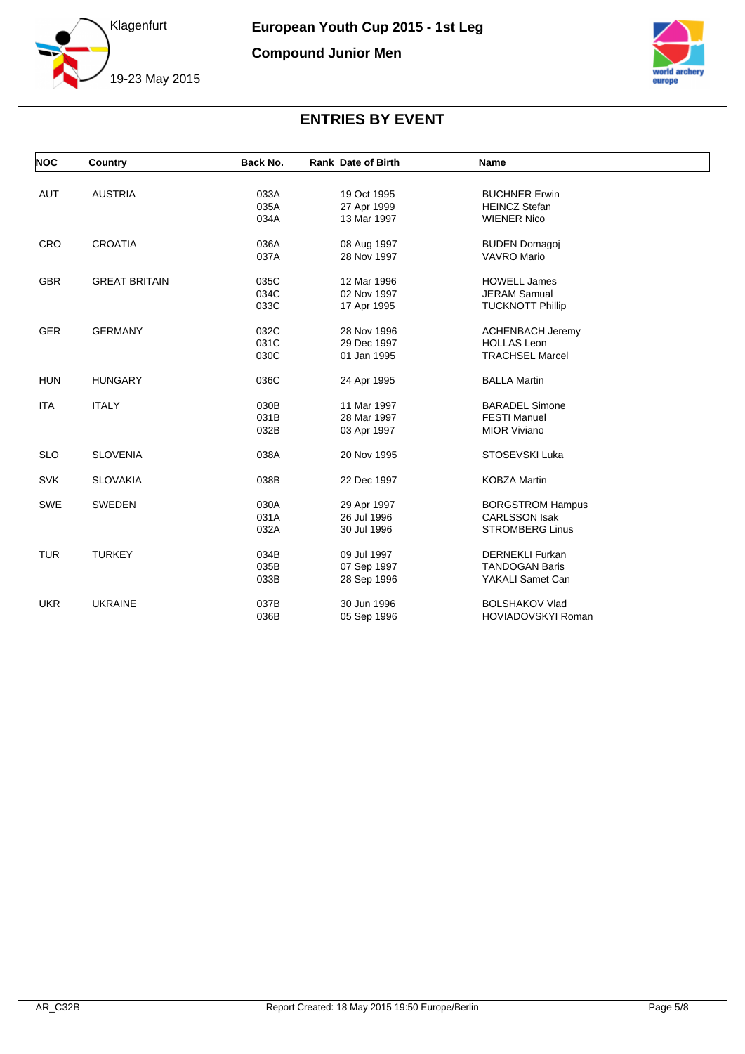# European Youth Cup 2015 - 1st Leg

## Compound Junior Men

Klagenfurt

19-23 May 2015

## ENTRIES BY EVENT

| NOC | Country | Back No. | Rank | Date of Birth | Name |
|---|---|---|---|---|---|
| AUT | AUSTRIA | 033A | | 19 Oct 1995 | BUCHNER Erwin |
| | | 035A | | 27 Apr 1999 | HEINCZ Stefan |
| | | 034A | | 13 Mar 1997 | WIENER Nico |
| CRO | CROATIA | 036A | | 08 Aug 1997 | BUDEN Domagoj |
| | | 037A | | 28 Nov 1997 | VAVRO Mario |
| GBR | GREAT BRITAIN | 035C | | 12 Mar 1996 | HOWELL James |
| | | 034C | | 02 Nov 1997 | JERAM Samual |
| | | 033C | | 17 Apr 1995 | TUCKNOTT Phillip |
| GER | GERMANY | 032C | | 28 Nov 1996 | ACHENBACH Jeremy |
| | | 031C | | 29 Dec 1997 | HOLLAS Leon |
| | | 030C | | 01 Jan 1995 | TRACHSEL Marcel |
| HUN | HUNGARY | 036C | | 24 Apr 1995 | BALLA Martin |
| ITA | ITALY | 030B | | 11 Mar 1997 | BARADEL Simone |
| | | 031B | | 28 Mar 1997 | FESTI Manuel |
| | | 032B | | 03 Apr 1997 | MIOR Viviano |
| SLO | SLOVENIA | 038A | | 20 Nov 1995 | STOSEVSKI Luka |
| SVK | SLOVAKIA | 038B | | 22 Dec 1997 | KOBZA Martin |
| SWE | SWEDEN | 030A | | 29 Apr 1997 | BORGSTROM Hampus |
| | | 031A | | 26 Jul 1996 | CARLSSON Isak |
| | | 032A | | 30 Jul 1996 | STROMBERG Linus |
| TUR | TURKEY | 034B | | 09 Jul 1997 | DERNEKLI Furkan |
| | | 035B | | 07 Sep 1997 | TANDOGAN Baris |
| | | 033B | | 28 Sep 1996 | YAKALI Samet Can |
| UKR | UKRAINE | 037B | | 30 Jun 1996 | BOLSHAKOV Vlad |
| | | 036B | | 05 Sep 1996 | HOVIADOVSKYI Roman |

AR_C32B Report Created: 18 May 2015 19:50 Europe/Berlin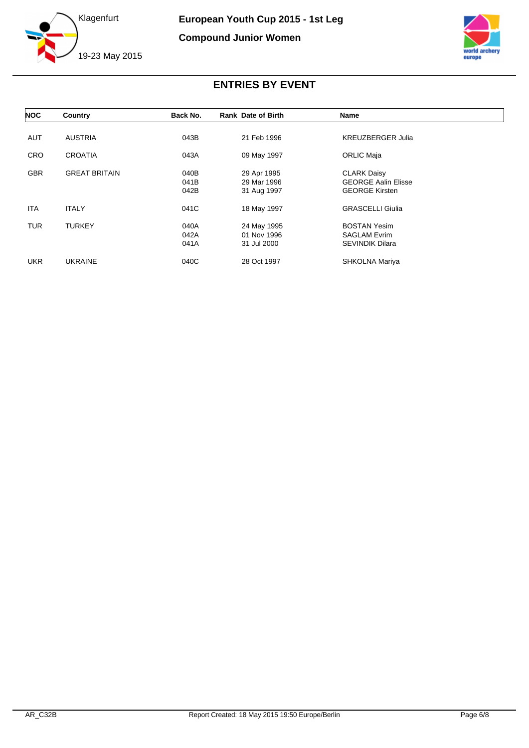European Youth Cup 2015 - 1st Leg

Compound Junior Women

Klagenfurt

19-23 May 2015

## ENTRIES BY EVENT

| NOC | Country | Back No. | Rank | Date of Birth | Name |
|---|---|---|---|---|---|
| AUT | AUSTRIA | 043B | | 21 Feb 1996 | KREUZBERGER Julia |
| CRO | CROATIA | 043A | | 09 May 1997 | ORLIC Maja |
| GBR | GREAT BRITAIN | 040B | | 29 Apr 1995 | CLARK Daisy |
| | | 041B | | 29 Mar 1996 | GEORGE Aalin Elisse |
| | | 042B | | 31 Aug 1997 | GEORGE Kirsten |
| ITA | ITALY | 041C | | 18 May 1997 | GRASCELLI Giulia |
| TUR | TURKEY | 040A | | 24 May 1995 | BOSTAN Yesim |
| | | 042A | | 01 Nov 1996 | SAGLAM Evrim |
| | | 041A | | 31 Jul 2000 | SEVINDIK Dilara |
| UKR | UKRAINE | 040C | | 28 Oct 1997 | SHKOLNA Mariya |

AR_C32B

Report Created: 18 May 2015 19:50 Europe/Berlin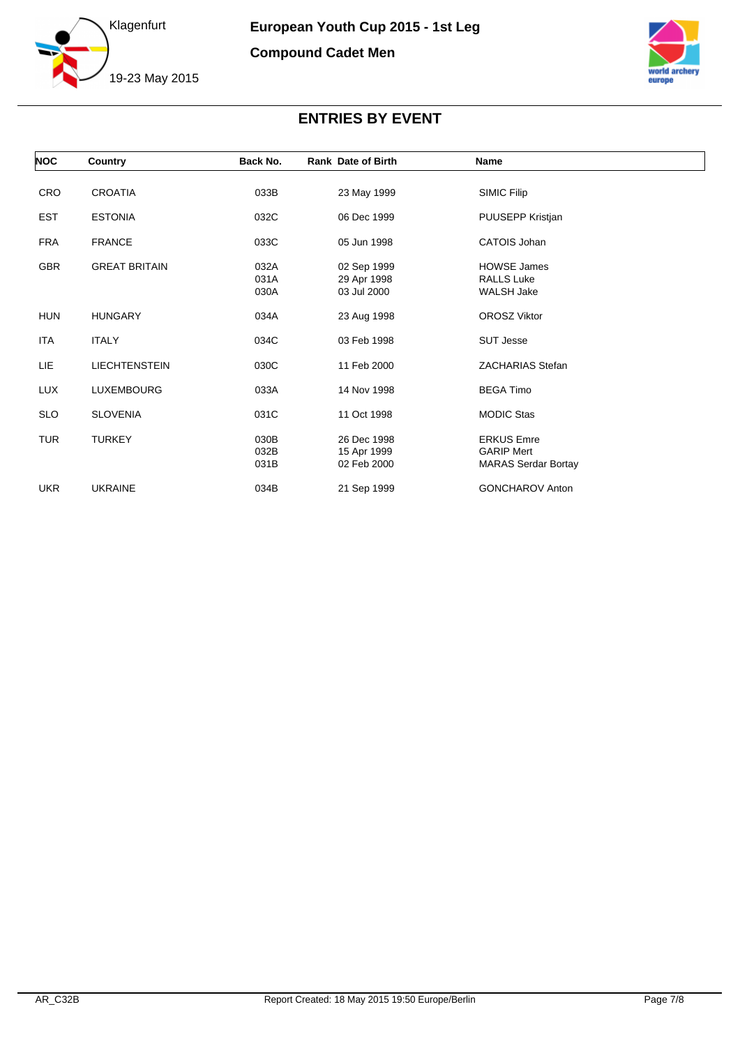European Youth Cup 2015 - 1st Leg

Compound Cadet Men

Klagenfurt

19-23 May 2015

# ENTRIES BY EVENT

| NOC | Country | Back No. | Rank | Date of Birth | Name |
|---|---|---|---|---|---|
| CRO | CROATIA | 033B | | 23 May 1999 | SIMIC Filip |
| EST | ESTONIA | 032C | | 06 Dec 1999 | PUUSEPP Kristjan |
| FRA | FRANCE | 033C | | 05 Jun 1998 | CATOIS Johan |
| GBR | GREAT BRITAIN | 032A | | 02 Sep 1999 | HOWSE James |
| | | 031A | | 29 Apr 1998 | RALLS Luke |
| | | 030A | | 03 Jul 2000 | WALSH Jake |
| HUN | HUNGARY | 034A | | 23 Aug 1998 | OROSZ Viktor |
| ITA | ITALY | 034C | | 03 Feb 1998 | SUT Jesse |
| LIE | LIECHTENSTEIN | 030C | | 11 Feb 2000 | ZACHARIAS Stefan |
| LUX | LUXEMBOURG | 033A | | 14 Nov 1998 | BEGA Timo |
| SLO | SLOVENIA | 031C | | 11 Oct 1998 | MODIC Stas |
| TUR | TURKEY | 030B | | 26 Dec 1998 | ERKUS Emre |
| | | 032B | | 15 Apr 1999 | GARIP Mert |
| | | 031B | | 02 Feb 2000 | MARAS Serdar Bortay |
| UKR | UKRAINE | 034B | | 21 Sep 1999 | GONCHAROV Anton |

AR_C32B

Report Created: 18 May 2015 19:50 Europe/Berlin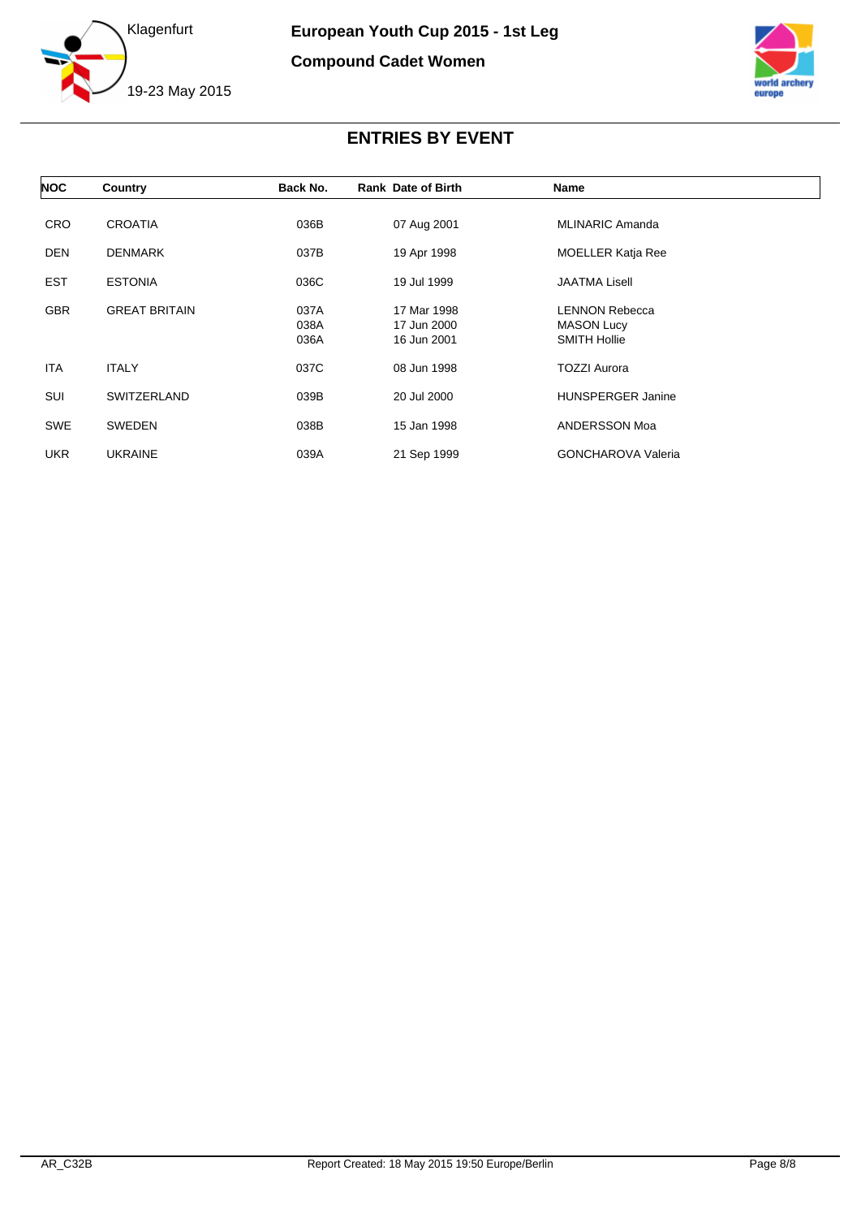# European Youth Cup 2015 - 1st Leg

## Compound Cadet Women

Klagenfurt

19-23 May 2015

## ENTRIES BY EVENT

| NOC | Country | Back No. | Rank | Date of Birth | Name |
|---|---|---|---|---|---|
| CRO | CROATIA | 036B | | 07 Aug 2001 | MLINARIC Amanda |
| DEN | DENMARK | 037B | | 19 Apr 1998 | MOELLER Katja Ree |
| EST | ESTONIA | 036C | | 19 Jul 1999 | JAATMA Lisell |
| GBR | GREAT BRITAIN | 037A | | 17 Mar 1998 | LENNON Rebecca |
| | | 038A | | 17 Jun 2000 | MASON Lucy |
| | | 036A | | 16 Jun 2001 | SMITH Hollie |
| ITA | ITALY | 037C | | 08 Jun 1998 | TOZZI Aurora |
| SUI | SWITZERLAND | 039B | | 20 Jul 2000 | HUNSPERGER Janine |
| SWE | SWEDEN | 038B | | 15 Jan 1998 | ANDERSSON Moa |
| UKR | UKRAINE | 039A | | 21 Sep 1999 | GONCHAROVA Valeria |

AR_C32B

Report Created: 18 May 2015 19:50 Europe/Berlin